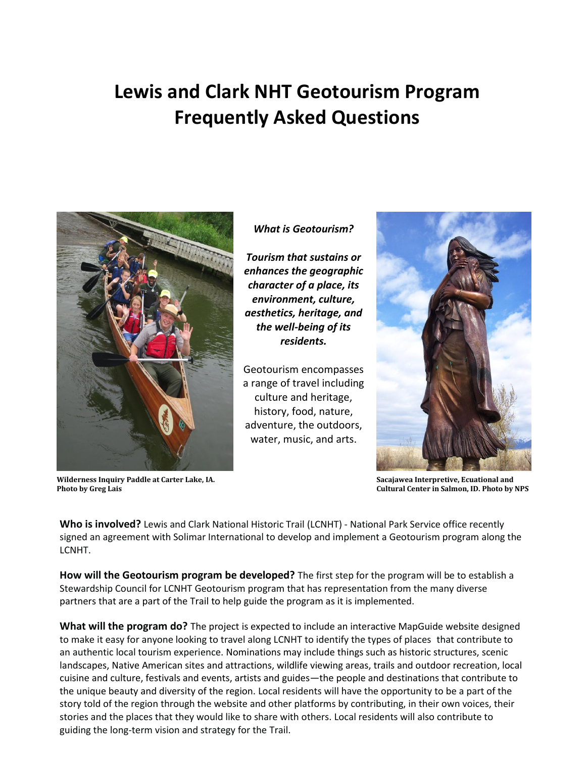# Lewis and Clark NHT Geotourism Program Frequently Asked Questions

Wilderness Inquiry Paddle at Carter Lake, IA. Photo by Greg Lais

***What is Geotourism?***

***Tourism that sustains or enhances the geographic character of a place, its environment, culture, aesthetics, heritage, and the well-being of its residents.***

Geotourism encompasses a range of travel including culture and heritage, history, food, nature, adventure, the outdoors, water, music, and arts.

Sacajawea Interpretive, Ecuational and Cultural Center in Salmon, ID. Photo by NPS

**Who is involved?** Lewis and Clark National Historic Trail (LCNHT) - National Park Service office recently signed an agreement with Solimar International to develop and implement a Geotourism program along the LCNHT.

**How will the Geotourism program be developed?** The first step for the program will be to establish a Stewardship Council for LCNHT Geotourism program that has representation from the many diverse partners that are a part of the Trail to help guide the program as it is implemented.

**What will the program do?** The project is expected to include an interactive MapGuide website designed to make it easy for anyone looking to travel along LCNHT to identify the types of places that contribute to an authentic local tourism experience. Nominations may include things such as historic structures, scenic landscapes, Native American sites and attractions, wildlife viewing areas, trails and outdoor recreation, local cuisine and culture, festivals and events, artists and guides—the people and destinations that contribute to the unique beauty and diversity of the region. Local residents will have the opportunity to be a part of the story told of the region through the website and other platforms by contributing, in their own voices, their stories and the places that they would like to share with others. Local residents will also contribute to guiding the long-term vision and strategy for the Trail.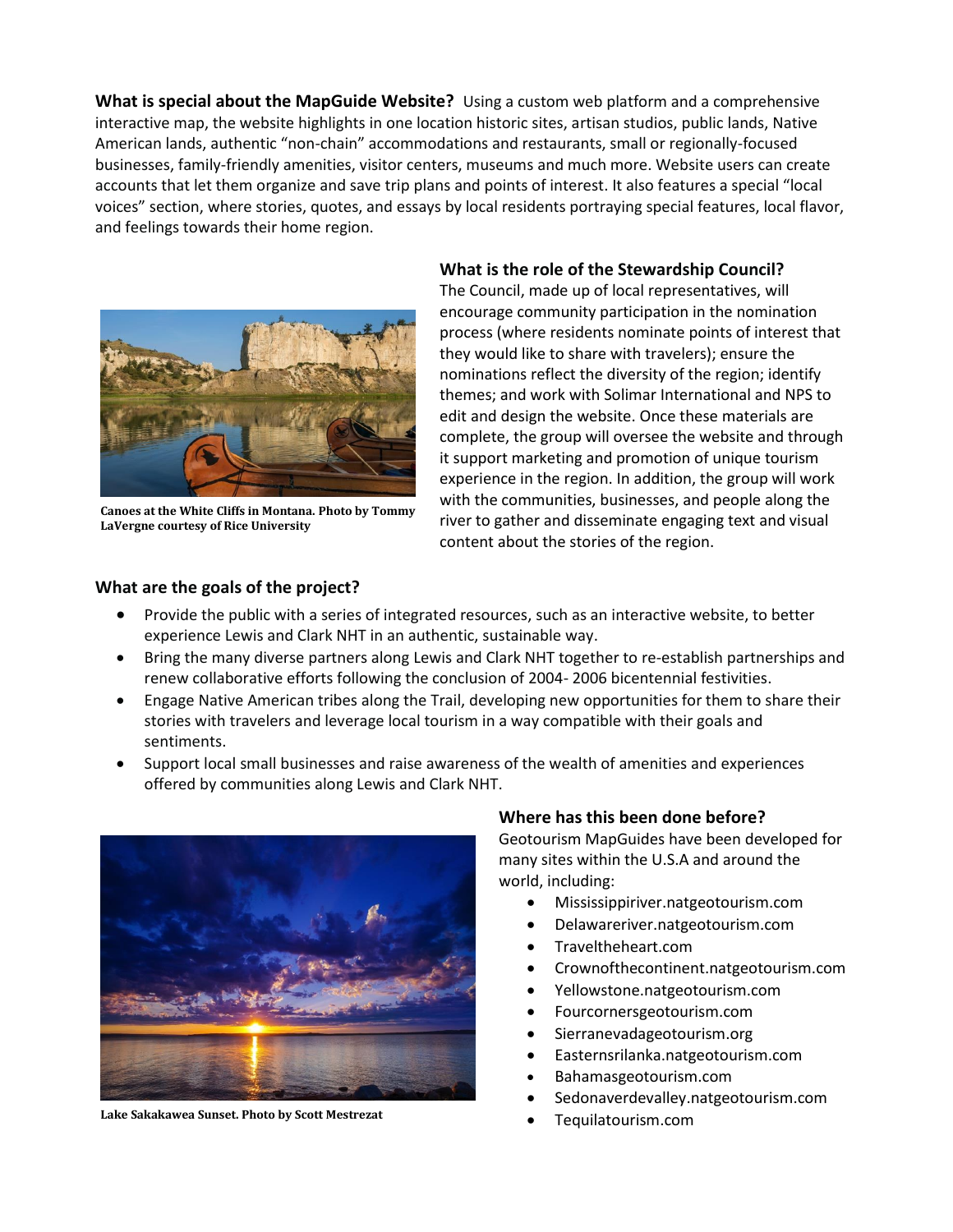**What is special about the MapGuide Website?** Using a custom web platform and a comprehensive interactive map, the website highlights in one location historic sites, artisan studios, public lands, Native American lands, authentic "non-chain" accommodations and restaurants, small or regionally-focused businesses, family-friendly amenities, visitor centers, museums and much more. Website users can create accounts that let them organize and save trip plans and points of interest. It also features a special "local voices" section, where stories, quotes, and essays by local residents portraying special features, local flavor, and feelings towards their home region.

Canoes at the White Cliffs in Montana. Photo by Tommy LaVergne courtesy of Rice University

### What is the role of the Stewardship Council?

The Council, made up of local representatives, will encourage community participation in the nomination process (where residents nominate points of interest that they would like to share with travelers); ensure the nominations reflect the diversity of the region; identify themes; and work with Solimar International and NPS to edit and design the website. Once these materials are complete, the group will oversee the website and through it support marketing and promotion of unique tourism experience in the region. In addition, the group will work with the communities, businesses, and people along the river to gather and disseminate engaging text and visual content about the stories of the region.

### What are the goals of the project?

- Provide the public with a series of integrated resources, such as an interactive website, to better experience Lewis and Clark NHT in an authentic, sustainable way.
- Bring the many diverse partners along Lewis and Clark NHT together to re-establish partnerships and renew collaborative efforts following the conclusion of 2004- 2006 bicentennial festivities.
- Engage Native American tribes along the Trail, developing new opportunities for them to share their stories with travelers and leverage local tourism in a way compatible with their goals and sentiments.
- Support local small businesses and raise awareness of the wealth of amenities and experiences offered by communities along Lewis and Clark NHT.

Lake Sakakawea Sunset. Photo by Scott Mestrezat

### Where has this been done before?

Geotourism MapGuides have been developed for many sites within the U.S.A and around the world, including:

- Mississippiriver.natgeotourism.com
- Delawareriver.natgeotourism.com
- Traveltheheart.com
- Crownofthecontinent.natgeotourism.com
- Yellowstone.natgeotourism.com
- Fourcornersgeotourism.com
- Sierranevadageotourism.org
- Easternsrilanka.natgeotourism.com
- Bahamasgeotourism.com
- Sedonaverdevalley.natgeotourism.com
- Tequilatourism.com